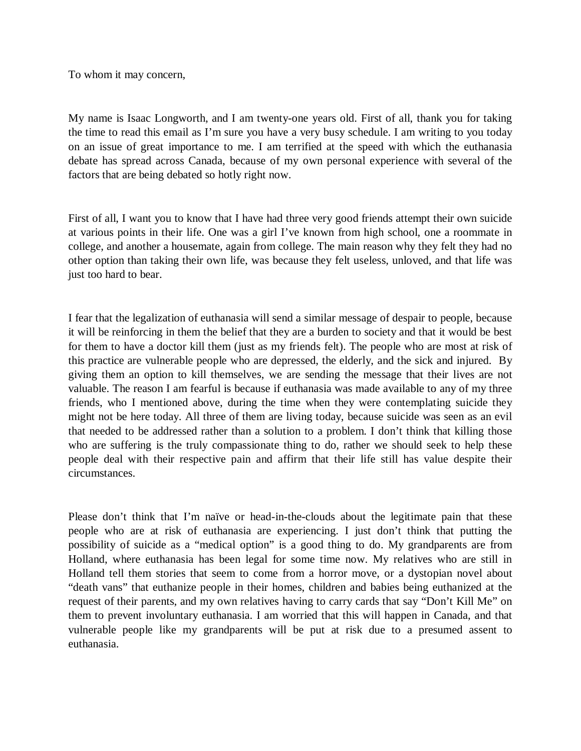To whom it may concern,

My name is Isaac Longworth, and I am twenty-one years old. First of all, thank you for taking the time to read this email as I'm sure you have a very busy schedule. I am writing to you today on an issue of great importance to me. I am terrified at the speed with which the euthanasia debate has spread across Canada, because of my own personal experience with several of the factors that are being debated so hotly right now.

First of all, I want you to know that I have had three very good friends attempt their own suicide at various points in their life. One was a girl I've known from high school, one a roommate in college, and another a housemate, again from college. The main reason why they felt they had no other option than taking their own life, was because they felt useless, unloved, and that life was just too hard to bear.

I fear that the legalization of euthanasia will send a similar message of despair to people, because it will be reinforcing in them the belief that they are a burden to society and that it would be best for them to have a doctor kill them (just as my friends felt). The people who are most at risk of this practice are vulnerable people who are depressed, the elderly, and the sick and injured. By giving them an option to kill themselves, we are sending the message that their lives are not valuable. The reason I am fearful is because if euthanasia was made available to any of my three friends, who I mentioned above, during the time when they were contemplating suicide they might not be here today. All three of them are living today, because suicide was seen as an evil that needed to be addressed rather than a solution to a problem. I don't think that killing those who are suffering is the truly compassionate thing to do, rather we should seek to help these people deal with their respective pain and affirm that their life still has value despite their circumstances.

Please don't think that I'm naïve or head-in-the-clouds about the legitimate pain that these people who are at risk of euthanasia are experiencing. I just don't think that putting the possibility of suicide as a "medical option" is a good thing to do. My grandparents are from Holland, where euthanasia has been legal for some time now. My relatives who are still in Holland tell them stories that seem to come from a horror move, or a dystopian novel about "death vans" that euthanize people in their homes, children and babies being euthanized at the request of their parents, and my own relatives having to carry cards that say "Don't Kill Me" on them to prevent involuntary euthanasia. I am worried that this will happen in Canada, and that vulnerable people like my grandparents will be put at risk due to a presumed assent to euthanasia.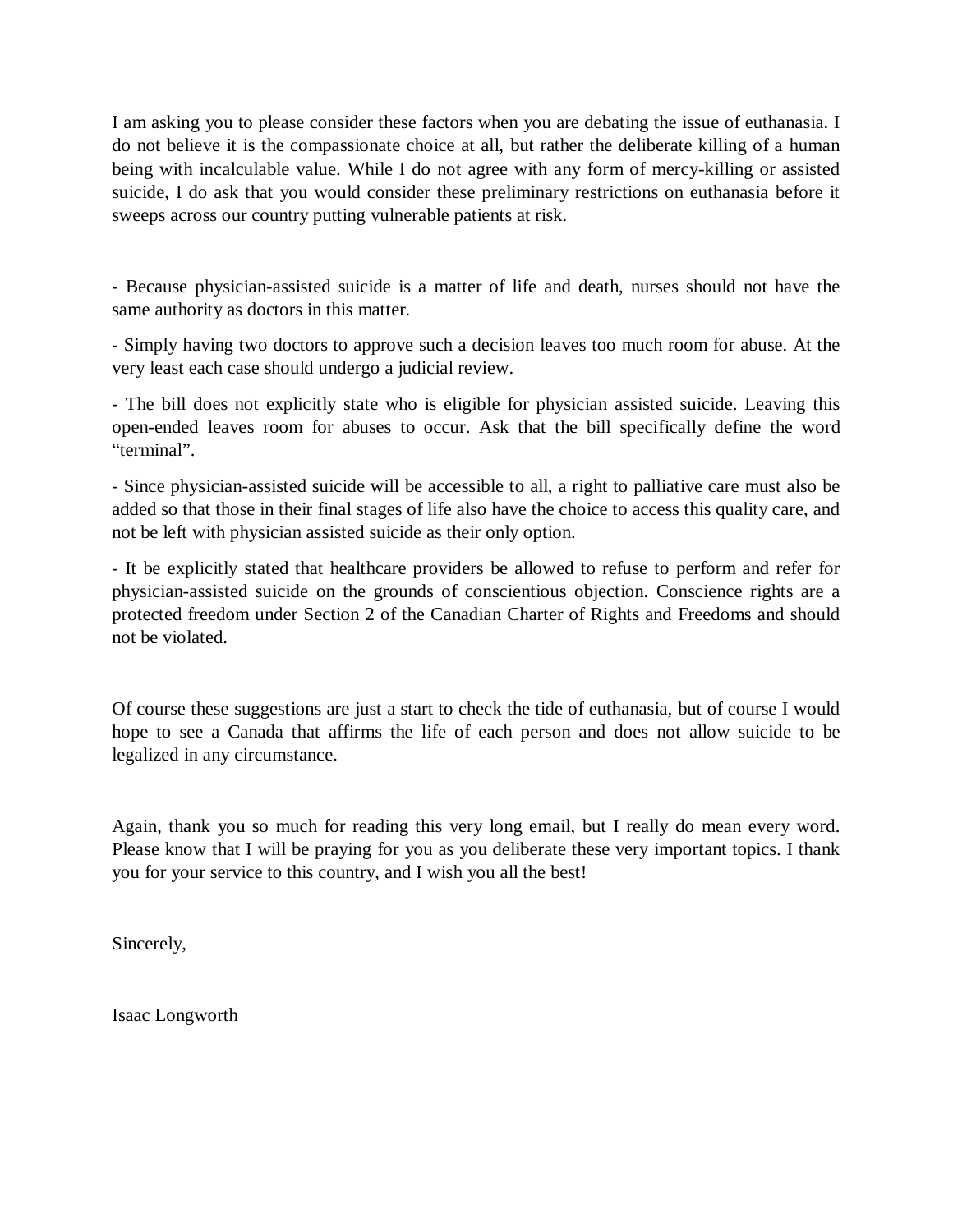I am asking you to please consider these factors when you are debating the issue of euthanasia. I do not believe it is the compassionate choice at all, but rather the deliberate killing of a human being with incalculable value. While I do not agree with any form of mercy-killing or assisted suicide, I do ask that you would consider these preliminary restrictions on euthanasia before it sweeps across our country putting vulnerable patients at risk.

- Because physician-assisted suicide is a matter of life and death, nurses should not have the same authority as doctors in this matter.

- Simply having two doctors to approve such a decision leaves too much room for abuse. At the very least each case should undergo a judicial review.

- The bill does not explicitly state who is eligible for physician assisted suicide. Leaving this open-ended leaves room for abuses to occur. Ask that the bill specifically define the word "terminal".

- Since physician-assisted suicide will be accessible to all, a right to palliative care must also be added so that those in their final stages of life also have the choice to access this quality care, and not be left with physician assisted suicide as their only option.

- It be explicitly stated that healthcare providers be allowed to refuse to perform and refer for physician-assisted suicide on the grounds of conscientious objection. Conscience rights are a protected freedom under Section 2 of the Canadian Charter of Rights and Freedoms and should not be violated.

Of course these suggestions are just a start to check the tide of euthanasia, but of course I would hope to see a Canada that affirms the life of each person and does not allow suicide to be legalized in any circumstance.

Again, thank you so much for reading this very long email, but I really do mean every word. Please know that I will be praying for you as you deliberate these very important topics. I thank you for your service to this country, and I wish you all the best!

Sincerely,

Isaac Longworth